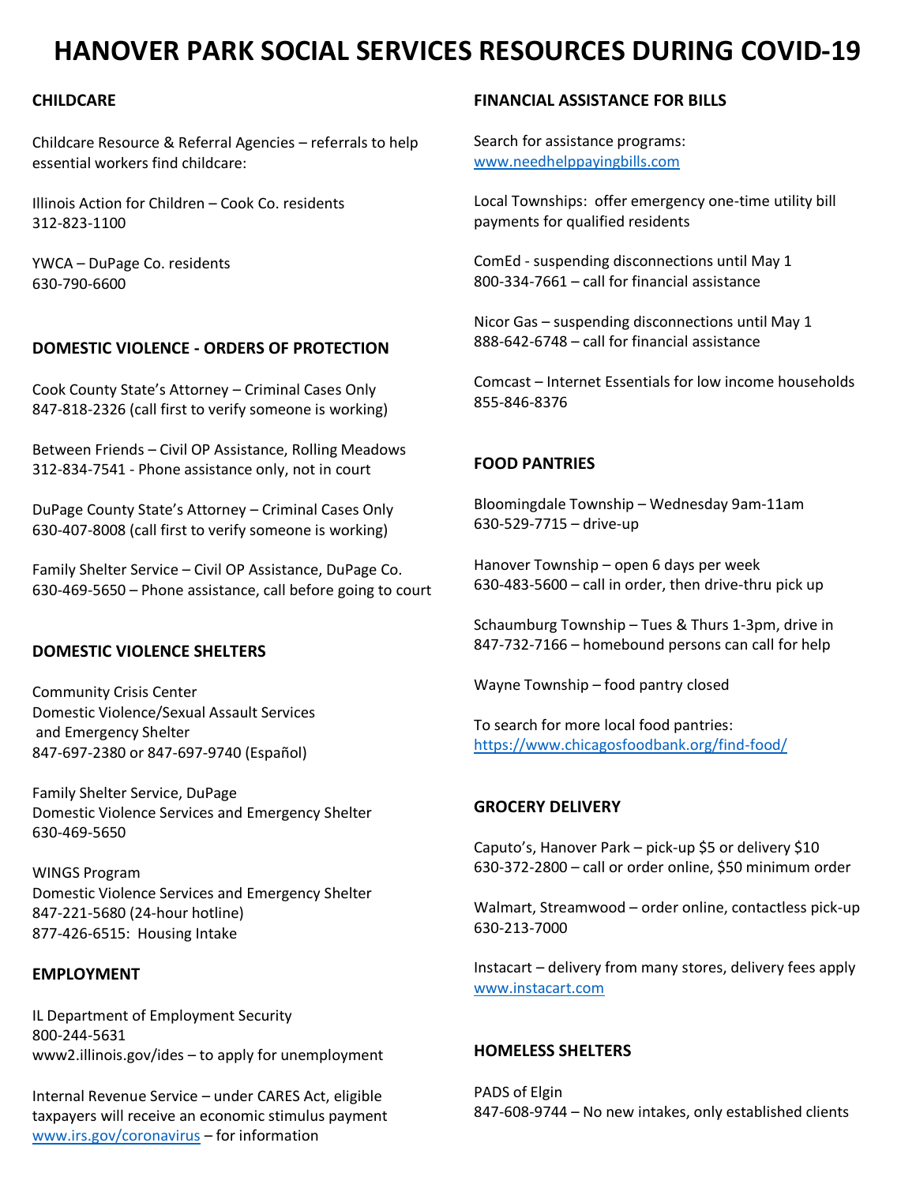# HANOVER PARK SOCIAL SERVICES RESOURCES DURING COVID-19

## CHILDCARE

Childcare Resource & Referral Agencies – referrals to help essential workers find childcare:

Illinois Action for Children – Cook Co. residents
312-823-1100

YWCA – DuPage Co. residents
630-790-6600

## DOMESTIC VIOLENCE - ORDERS OF PROTECTION

Cook County State's Attorney – Criminal Cases Only
847-818-2326 (call first to verify someone is working)

Between Friends – Civil OP Assistance, Rolling Meadows
312-834-7541 - Phone assistance only, not in court

DuPage County State's Attorney – Criminal Cases Only
630-407-8008 (call first to verify someone is working)

Family Shelter Service – Civil OP Assistance, DuPage Co.
630-469-5650 – Phone assistance, call before going to court

## DOMESTIC VIOLENCE SHELTERS

Community Crisis Center
Domestic Violence/Sexual Assault Services and Emergency Shelter
847-697-2380 or 847-697-9740 (Español)

Family Shelter Service, DuPage
Domestic Violence Services and Emergency Shelter
630-469-5650

WINGS Program
Domestic Violence Services and Emergency Shelter
847-221-5680 (24-hour hotline)
877-426-6515: Housing Intake

## EMPLOYMENT

IL Department of Employment Security
800-244-5631
www2.illinois.gov/ides – to apply for unemployment

Internal Revenue Service – under CARES Act, eligible taxpayers will receive an economic stimulus payment
www.irs.gov/coronavirus – for information

## FINANCIAL ASSISTANCE FOR BILLS

Search for assistance programs:
www.needhelppayingbills.com

Local Townships: offer emergency one-time utility bill payments for qualified residents

ComEd - suspending disconnections until May 1
800-334-7661 – call for financial assistance

Nicor Gas – suspending disconnections until May 1
888-642-6748 – call for financial assistance

Comcast – Internet Essentials for low income households
855-846-8376

## FOOD PANTRIES

Bloomingdale Township – Wednesday 9am-11am
630-529-7715 – drive-up

Hanover Township – open 6 days per week
630-483-5600 – call in order, then drive-thru pick up

Schaumburg Township – Tues & Thurs 1-3pm, drive in
847-732-7166 – homebound persons can call for help

Wayne Township – food pantry closed

To search for more local food pantries:
https://www.chicagosfoodbank.org/find-food/

## GROCERY DELIVERY

Caputo's, Hanover Park – pick-up $5 or delivery $10
630-372-2800 – call or order online, $50 minimum order

Walmart, Streamwood – order online, contactless pick-up
630-213-7000

Instacart – delivery from many stores, delivery fees apply
www.instacart.com

## HOMELESS SHELTERS

PADS of Elgin
847-608-9744 – No new intakes, only established clients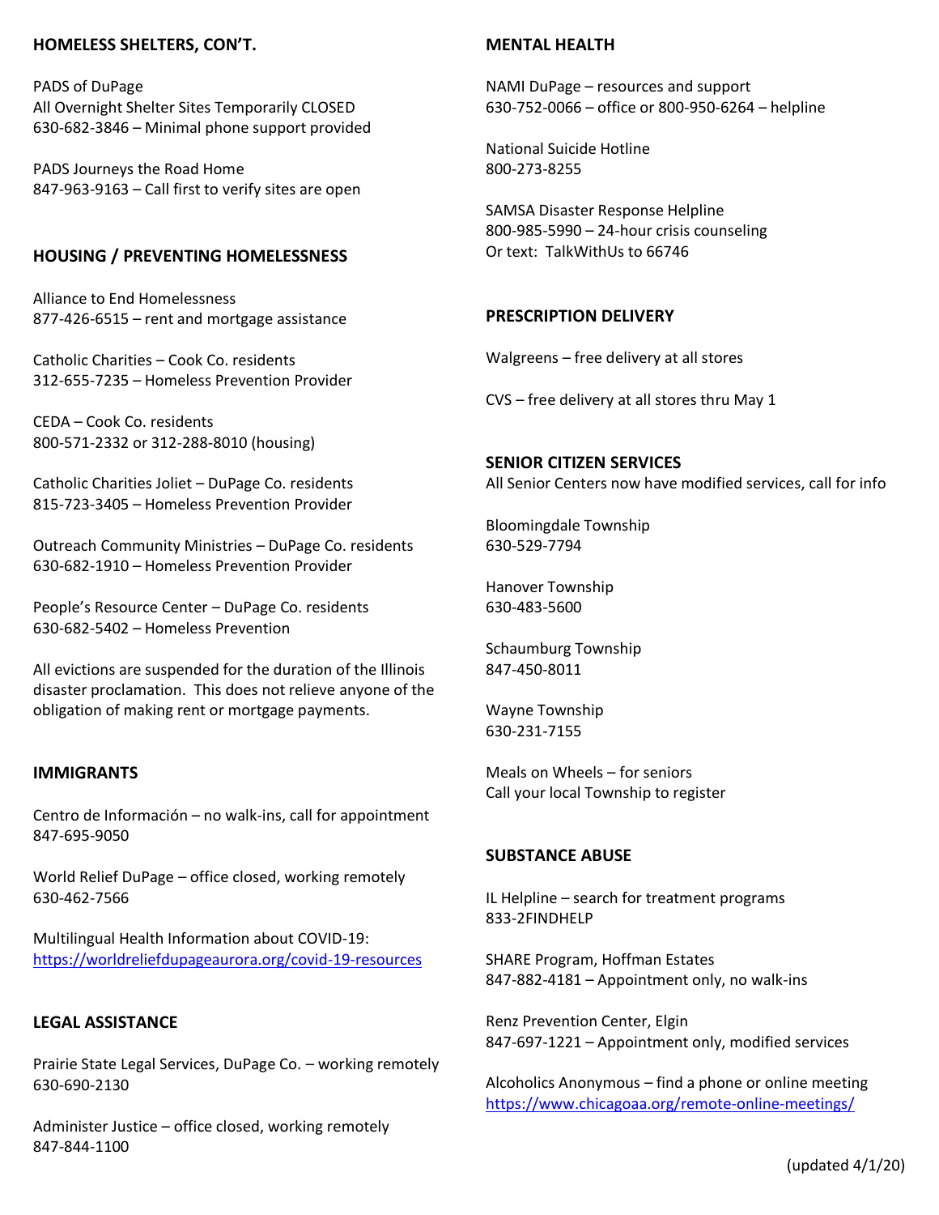## HOMELESS SHELTERS, CON'T.

PADS of DuPage
All Overnight Shelter Sites Temporarily CLOSED
630-682-3846 – Minimal phone support provided

PADS Journeys the Road Home
847-963-9163 – Call first to verify sites are open

## HOUSING / PREVENTING HOMELESSNESS

Alliance to End Homelessness
877-426-6515 – rent and mortgage assistance

Catholic Charities – Cook Co. residents
312-655-7235 – Homeless Prevention Provider

CEDA – Cook Co. residents
800-571-2332 or 312-288-8010 (housing)

Catholic Charities Joliet – DuPage Co. residents
815-723-3405 – Homeless Prevention Provider

Outreach Community Ministries – DuPage Co. residents
630-682-1910 – Homeless Prevention Provider

People's Resource Center – DuPage Co. residents
630-682-5402 – Homeless Prevention

All evictions are suspended for the duration of the Illinois disaster proclamation. This does not relieve anyone of the obligation of making rent or mortgage payments.

## IMMIGRANTS

Centro de Información – no walk-ins, call for appointment
847-695-9050

World Relief DuPage – office closed, working remotely
630-462-7566

Multilingual Health Information about COVID-19:
https://worldreliefdupageaurora.org/covid-19-resources

## LEGAL ASSISTANCE

Prairie State Legal Services, DuPage Co. – working remotely
630-690-2130

Administer Justice – office closed, working remotely
847-844-1100

## MENTAL HEALTH

NAMI DuPage – resources and support
630-752-0066 – office or 800-950-6264 – helpline

National Suicide Hotline
800-273-8255

SAMSA Disaster Response Helpline
800-985-5990 – 24-hour crisis counseling
Or text: TalkWithUs to 66746

## PRESCRIPTION DELIVERY

Walgreens – free delivery at all stores

CVS – free delivery at all stores thru May 1

## SENIOR CITIZEN SERVICES

All Senior Centers now have modified services, call for info

Bloomingdale Township
630-529-7794

Hanover Township
630-483-5600

Schaumburg Township
847-450-8011

Wayne Township
630-231-7155

Meals on Wheels – for seniors
Call your local Township to register

## SUBSTANCE ABUSE

IL Helpline – search for treatment programs
833-2FINDHELP

SHARE Program, Hoffman Estates
847-882-4181 – Appointment only, no walk-ins

Renz Prevention Center, Elgin
847-697-1221 – Appointment only, modified services

Alcoholics Anonymous – find a phone or online meeting
https://www.chicagoaa.org/remote-online-meetings/

(updated 4/1/20)